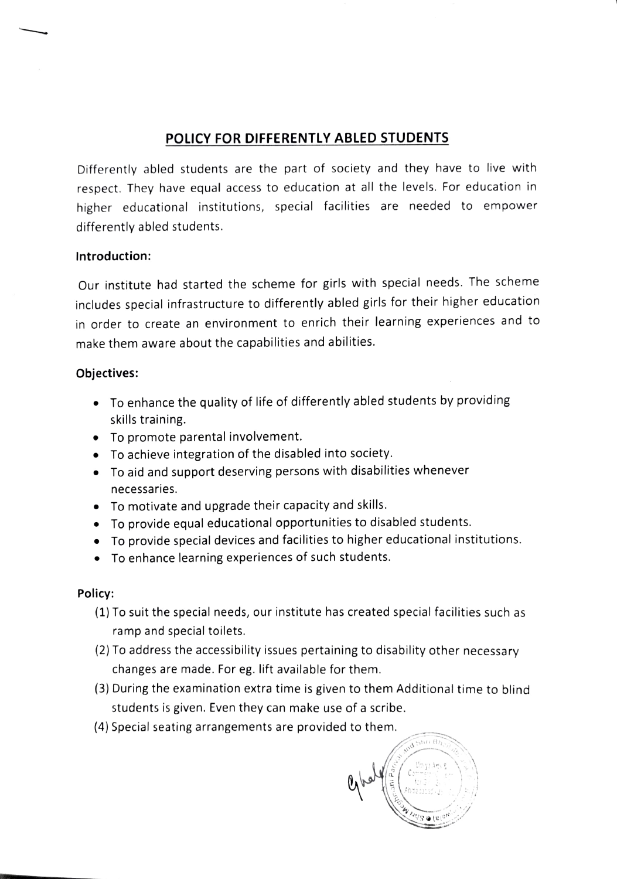## POLICY FOR DIFFERENTLY ABLED STUDENTS

Differently abled students are the part of society and they have to live with respect. They have equal access to education at all the levels. For education in higher educational institutions, special facilities are needed to empower differently abled students.

**Introduction:**

Our institute had started the scheme for girls with special needs. The scheme includes special infrastructure to differently abled girls for their higher education in order to create an environment to enrich their learning experiences and to make them aware about the capabilities and abilities.

**Objectives:**

- To enhance the quality of life of differently abled students by providing skills training.
- To promote parental involvement.
- To achieve integration of the disabled into society.
- To aid and support deserving persons with disabilities whenever necessaries.
- To motivate and upgrade their capacity and skills.
- To provide equal educational opportunities to disabled students.
- To provide special devices and facilities to higher educational institutions.
- To enhance learning experiences of such students.

**Policy:**

(1) To suit the special needs, our institute has created special facilities such as ramp and special toilets.

(2) To address the accessibility issues pertaining to disability other necessary changes are made. For eg. lift available for them.

(3) During the examination extra time is given to them Additional time to blind students is given. Even they can make use of a scribe.

(4) Special seating arrangements are provided to them.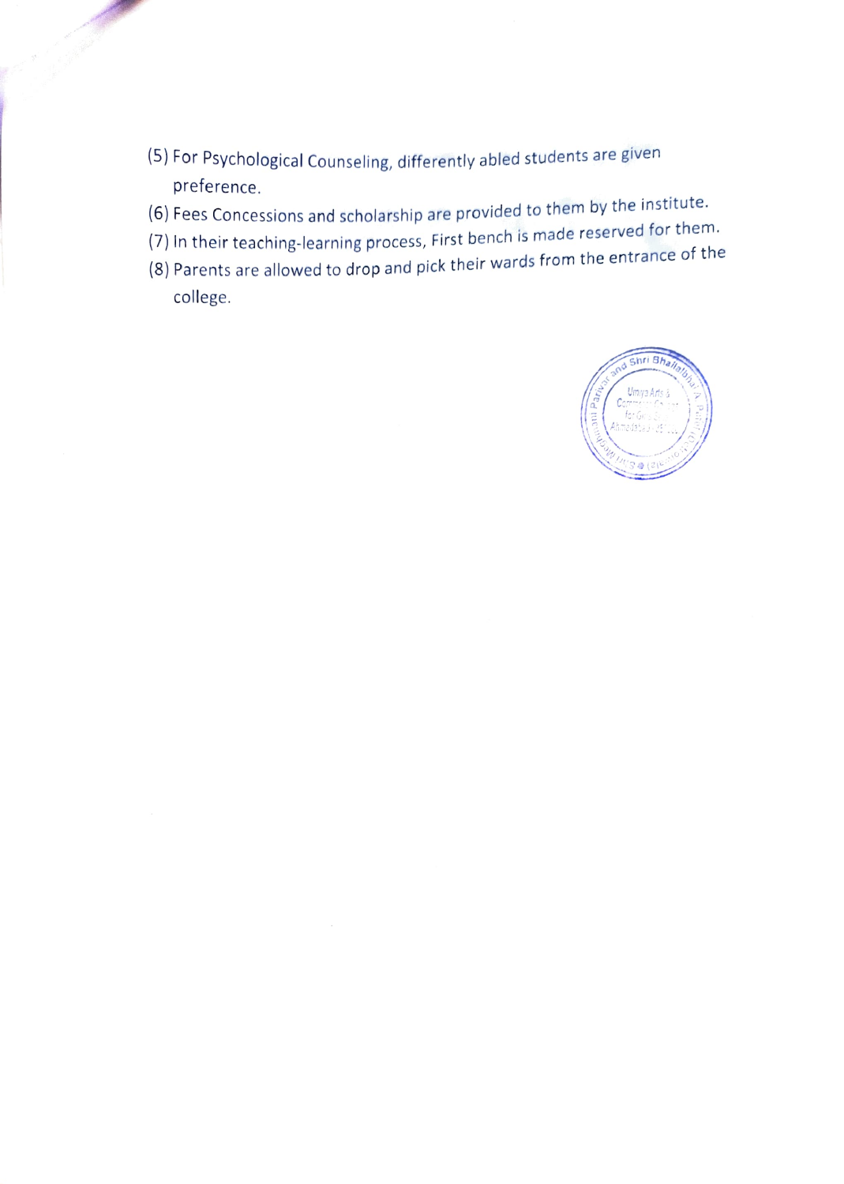(5) For Psychological Counseling, differently abled students are given preference.

(6) Fees Concessions and scholarship are provided to them by the institute.

(7) In their teaching-learning process, First bench is made reserved for them.

(8) Parents are allowed to drop and pick their wards from the entrance of the college.